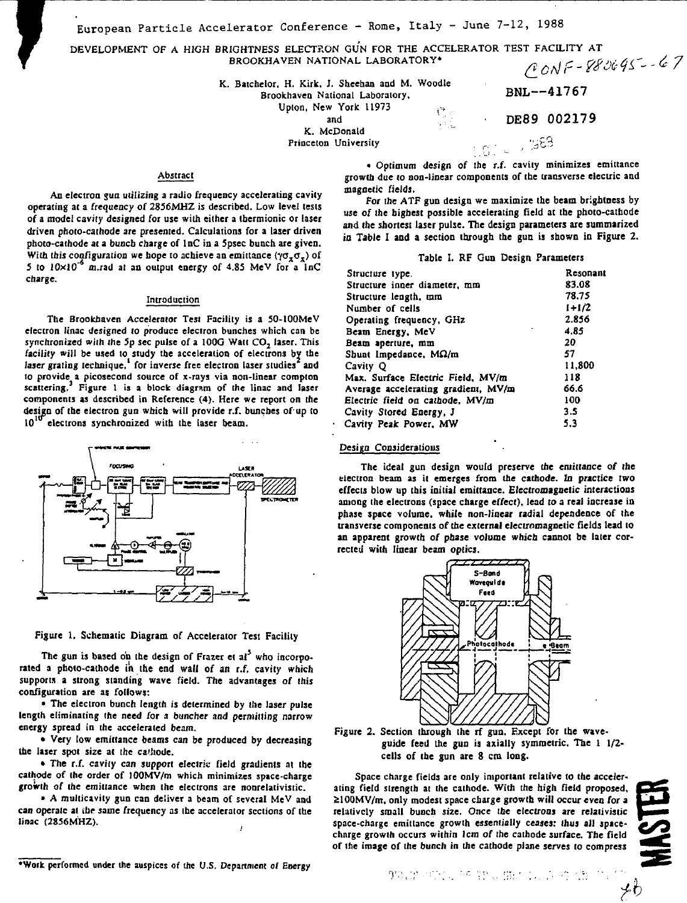European Particle Accelerator Conference - Rome, Italy - June 7-12, 1988

# DEVELOPMENT OF A HIGH BRIGHTNESS ELECTRON GUN FOR THE ACCELERATOR TEST FACILITY AT BROOKHAVEN NATIONAL LABORATORY*

CONF-880695--67

BNL--41767

DE89 002179

K. Batchelor, H. Kirk, J. Sheehan and M. Woodle
Brookhaven National Laboratory,
Upton, New York 11973
and
K. McDonald
Princeton University

## Abstract

An electron gun utilizing a radio frequency accelerating cavity operating at a frequency of 2856MHZ is described. Low level tests of a model cavity designed for use with either a thermionic or laser driven photo-cathode are presented. Calculations for a laser driven photo-cathode at a bunch charge of 1nC in a 5psec bunch are given. With this configuration we hope to achieve an emittance ($\gamma\sigma_x\sigma_{x'}$) of 5 to $10\times10^{-6}$ m.rad at an output energy of 4.85 MeV for a 1nC charge.

## Introduction

The Brookhaven Accelerator Test Facility is a 50-100MeV electron linac designed to produce electron bunches which can be synchronized with the 5p sec pulse of a 100G Watt $CO_2$ laser. This facility will be used to study the acceleration of electrons by the laser grating technique,[1] for inverse free electron laser studies[2] and to provide a picosecond source of x-rays via non-linear compton scattering.[3] Figure 1 is a block diagram of the linac and laser components as described in Reference (4). Here we report on the design of the electron gun which will provide r.f. bunches of up to $10^{10}$ electrons synchronized with the laser beam.

Figure 1. Schematic Diagram of Accelerator Test Facility

The gun is based on the design of Frazer et al[5] who incorporated a photo-cathode in the end wall of an r.f. cavity which supports a strong standing wave field. The advantages of this configuration are as follows:

- The electron bunch length is determined by the laser pulse length eliminating the need for a buncher and permitting narrow energy spread in the accelerated beam.
- Very low emittance beams can be produced by decreasing the laser spot size at the cathode.
- The r.f. cavity can support electric field gradients at the cathode of the order of 100MV/m which minimizes space-charge growth of the emittance when the electrons are nonrelativistic.
- A multicavity gun can deliver a beam of several MeV and can operate at the same frequency as the accelerator sections of the linac (2856MHZ).
- Optimum design of the r.f. cavity minimizes emittance growth due to non-linear components of the transverse electric and magnetic fields.

For the ATF gun design we maximize the beam brightness by use of the highest possible accelerating field at the photo-cathode and the shortest laser pulse. The design parameters are summarized in Table I and a section through the gun is shown in Figure 2.

Table I. RF Gun Design Parameters

| | |
|---|---|
| Structure type. | Resonant |
| Structure inner diameter, mm | 83.08 |
| Structure length, mm | 78.75 |
| Number of cells | 1+1/2 |
| Operating frequency, GHz | 2.856 |
| Beam Energy, MeV | 4.85 |
| Beam aperture, mm | 20 |
| Shunt Impedance, MΩ/m | 57 |
| Cavity Q | 11,800 |
| Max. Surface Electric Field, MV/m | 118 |
| Average accelerating gradient, MV/m | 66.6 |
| Electric field on cathode, MV/m | 100 |
| Cavity Stored Energy, J | 3.5 |
| Cavity Peak Power, MW | 5.3 |

## Design Considerations

The ideal gun design would preserve the emittance of the electron beam as it emerges from the cathode. In practice two effects blow up this initial emittance. Electromagnetic interactions among the electrons (space charge effect), lead to a real increase in phase space volume, while non-linear radial dependence of the transverse components of the external electromagnetic fields lead to an apparent growth of phase volume which cannot be later corrected with linear beam optics.

Figure 2. Section through the rf gun. Except for the waveguide feed the gun is axially symmetric. The 1 1/2-cells of the gun are 8 cm long.

Space charge fields are only important relative to the accelerating field strength at the cathode. With the high field proposed, ≥100MV/m, only modest space charge growth will occur even for a relatively small bunch size. Once the electrons are relativistic space-charge emittance growth essentially ceases: thus all space-charge growth occurs within 1cm of the cathode surface. The field of the image of the bunch in the cathode plane serves to compress

*Work performed under the auspices of the U.S. Department of Energy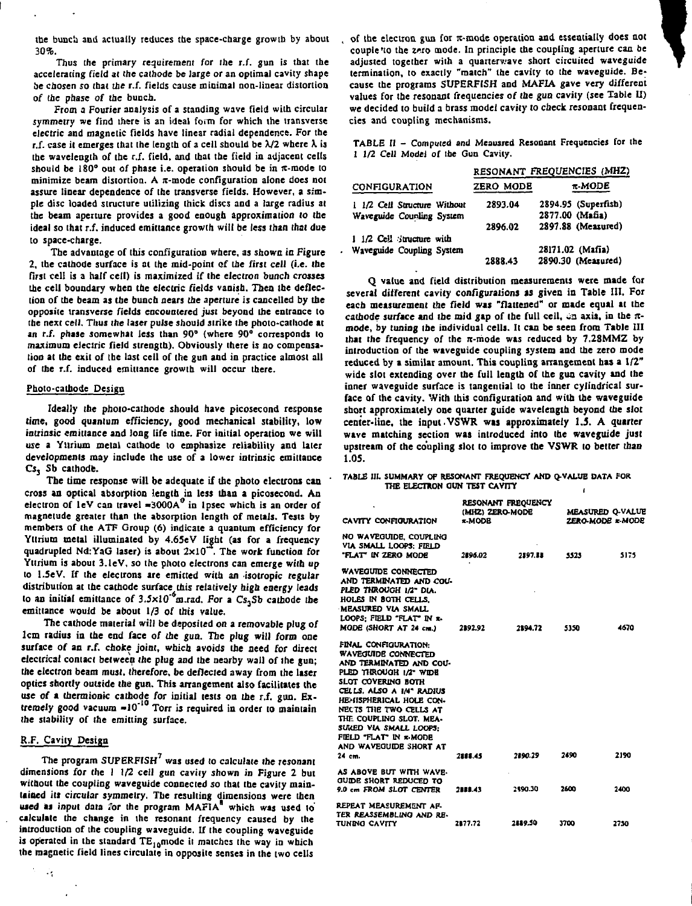the bunch and actually reduces the space-charge growth by about 30%.

Thus the primary requirement for the r.f. gun is that the accelerating field at the cathode be large or an optimal cavity shape be chosen so that the r.f. fields cause minimal non-linear distortion of the phase of the bunch.

From a Fourier analysis of a standing wave field with circular symmetry we find there is an ideal form for which the transverse electric and magnetic fields have linear radial dependence. For the r.f. case it emerges that the length of a cell should be $\lambda/2$ where $\lambda$ is the wavelength of the r.f. field, and that the field in adjacent cells should be 180° out of phase i.e. operation should be in π-mode to minimize beam distortion. A π-mode configuration alone does not assure linear dependence of the transverse fields. However, a simple disc loaded structure utilizing thick discs and a large radius at the beam aperture provides a good enough approximation to the ideal so that r.f. induced emittance growth will be less than that due to space-charge.

The advantage of this configuration where, as shown in Figure 2, the cathode surface is at the mid-point of the first cell (i.e. the first cell is a half cell) is maximized if the electron bunch crosses the cell boundary when the electric fields vanish. Then the deflection of the beam as the bunch nears the aperture is cancelled by the opposite transverse fields encountered just beyond the entrance to the next cell. Thus the laser pulse should strike the photo-cathode at an r.f. phase somewhat less than 90° (where 90° corresponds to maximum electric field strength). Obviously there is no compensation at the exit of the last cell of the gun and in practice almost all of the r.f. induced emittance growth will occur there.

## Photo-cathode Design

Ideally the photo-cathode should have picosecond response time, good quantum efficiency, good mechanical stability, low intrinsic emittance and long life time. For initial operation we will use a Yttrium metal cathode to emphasize reliability and later developments may include the use of a lower intrinsic emittance $Cs_3$ Sb cathode.

The time response will be adequate if the photo electrons can cross an optical absorption length in less than a picosecond. An electron of 1eV can travel ≈3000A° in 1psec which is an order of magnetude greater than the absorption length of metals. Tests by members of the ATF Group (6) indicate a quantum efficiency for Yttrium metal illuminated by 4.65eV light (as for a frequency quadrupled Nd:YaG laser) is about $2\times10^{-4}$. The work function for Yttrium is about 3.1eV, so the photo electrons can emerge with up to 1.5eV. If the electrons are emitted with an isotropic regular distribution at the cathode surface this relatively high energy leads to an initial emittance of $3.5\times10^{-6}$m.rad. For a $Cs_3Sb$ cathode the emittance would be about 1/3 of this value.

The cathode material will be deposited on a removable plug of 1cm radius in the end face of the gun. The plug will form one surface of an r.f. choke joint, which avoids the need for direct electrical contact between the plug and the nearby wall of the gun; the electron beam must, therefore, be deflected away from the laser optics shortly outside the gun. This arrangement also facilitates the use of a thermionic cathode for initial tests on the r.f. gun. Extremely good vacuum ≈$10^{-10}$ Torr is required in order to maintain the stability of the emitting surface.

## R.F. Cavity Design

The program SUPERFISH[7] was used to calculate the resonant dimensions for the 1 1/2 cell gun cavity shown in Figure 2 but without the coupling waveguide connected so that the cavity maintained its circular symmetry. The resulting dimensions were then used as input data for the program MAFIA[8] which was used to calculate the change in the resonant frequency caused by the introduction of the coupling waveguide. If the coupling waveguide is operated in the standard $TE_{10}$ mode it matches the way in which the magnetic field lines circulate in opposite senses in the two cells of the electron gun for π-mode operation and essentially does not couple to the zero mode. In principle the coupling aperture can be adjusted together with a quarterwave short circuited waveguide termination, to exactly "match" the cavity to the waveguide. Because the programs SUPERFISH and MAFIA gave very different values for the resonant frequencies of the gun cavity (see Table II) we decided to build a brass model cavity to check resonant frequencies and coupling mechanisms.

TABLE II – Computed and Meausred Resonant Frequencies for the 1 1/2 Cell Model of the Gun Cavity.

| CONFIGURATION | RESONANT FREQUENCIES (MHZ) ZERO MODE | π-MODE |
|---|---|---|
| 1 1/2 Cell Structure Without Waveguide Coupling System | 2893.04 | 2894.95 (Superfish) |
| | | 2877.00 (Mafia) |
| | 2896.02 | 2897.88 (Measured) |
| 1 1/2 Cell Structure with Waveguide Coupling System | | 28171.02 (Mafia) |
| | 2888.43 | 2890.30 (Measured) |

Q value and field distribution measurements were made for several different cavity configurations as given in Table III. For each measurement the field was "flattened" or made equal at the cathode surface and the mid gap of the full cell, on axis, in the π-mode, by tuning the individual cells. It can be seen from Table III that the frequency of the π-mode was reduced by 7.28MMZ by introduction of the waveguide coupling system and the zero mode reduced by a similar amount. This coupling arrangement has a 1/2" wide slot extending over the full length of the gun cavity and the inner waveguide surface is tangential to the inner cylindrical surface of the cavity. With this configuration and with the waveguide short approximately one quarter guide wavelength beyond the slot center-line, the input VSWR was approximately 1.5. A quarter wave matching section was introduced into the waveguide just upstream of the coupling slot to improve the VSWR to better than 1.05.

TABLE III. SUMMARY OF RESONANT FREQUENCY AND Q-VALUE DATA FOR THE ELECTRON GUN TEST CAVITY

| CAVITY CONFIGURATION | RESONANT FREQUENCY (MHZ) ZERO-MODE | π-MODE | MEASURED Q-VALUE ZERO-MODE | π-MODE |
|---|---|---|---|---|
| NO WAVEGUIDE, COUPLING VIA SMALL LOOPS; FIELD "FLAT" IN ZERO MODE | 2896.02 | 2897.88 | 5525 | 5175 |
| WAVEGUIDE CONNECTED AND TERMINATED AND COUPLED THROUGH 1/2" DIA. HOLES IN BOTH CELLS, MEASURED VIA SMALL LOOPS; FIELD "FLAT" IN π-MODE (SHORT AT 24 cm.) | 2892.92 | 2894.72 | 5350 | 4670 |
| FINAL CONFIGURATION: WAVEGUIDE CONNECTED AND TERMINATED AND COUPLED THROUGH 1/2" WIDE SLOT COVERING BOTH CELLS, ALSO A 1/4" RADIUS HEMISPHERICAL HOLE CONNECTS THE TWO CELLS AT THE COUPLING SLOT. MEASURED VIA SMALL LOOPS; FIELD "FLAT" IN π-MODE AND WAVEGUIDE SHORT AT 24 cm. | 2888.45 | 2890.29 | 2490 | 2190 |
| AS ABOVE BUT WITH WAVEGUIDE SHORT REDUCED TO 9.0 cm FROM SLOT CENTER | 2888.43 | 2890.30 | 2600 | 2400 |
| REPEAT MEASUREMENT AFTER REASSEMBLING AND RETUNING CAVITY | 2877.72 | 2889.50 | 3700 | 2750 |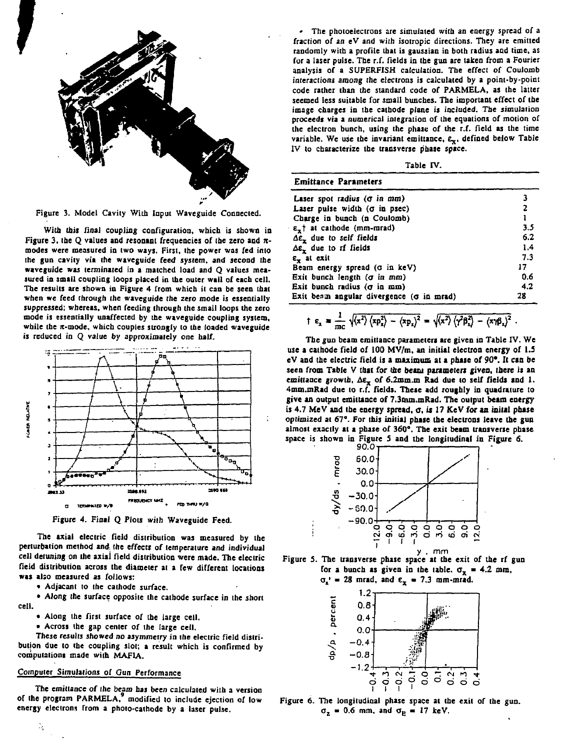Figure 3. Model Cavity With Input Waveguide Connected.

With this final coupling configuration, which is shown in Figure 3, the Q values and resonant frequencies of the zero and $\pi$-modes were measured in two ways. First, the power was fed into the gun cavity via the waveguide feed system, and second the waveguide was terminated in a matched load and Q values measured in small coupling loops placed in the outer wall of each cell. The results are shown in Figure 4 from which it can be seen that when we feed through the waveguide the zero mode is essentially suppressed; whereas, when feeding through the small loops the zero mode is essentially unaffected by the waveguide coupling system, while the $\pi$-mode, which couples strongly to the loaded waveguide is reduced in Q value by approximately one half.

Figure 4. Final Q Plots with Waveguide Feed.

The axial electric field distribution was measured by the perturbation method and the effects of temperature and individual cell detuning on the axial field distribution were made. The electric field distribution across the diameter at a few different locations was also measured as follows:

- Adjacent to the cathode surface.
- Along the surface opposite the cathode surface in the short cell.
- Along the first surface of the large cell.
- Across the gap center of the large cell.

These results showed no asymmetry in the electric field distribution due to the coupling slot; a result which is confirmed by computations made with MAFIA.

## Computer Simulations of Gun Performance

The emittance of the beam has been calculated with a version of the program PARMELA,[9] modified to include ejection of low energy electrons from a photo-cathode by a laser pulse.

- The photoelectrons are simulated with an energy spread of a fraction of an eV and with isotropic directions. They are emitted randomly with a profile that is gaussian in both radius and time, as for a laser pulse. The r.f. fields in the gun are taken from a Fourier analysis of a SUPERFISH calculation. The effect of Coulomb interactions among the electrons is calculated by a point-by-point code rather than the standard code of PARMELA, as the latter seemed less suitable for small bunches. The important effect of the image charges in the cathode plane is included. The simulation proceeds via a numerical integration of the equations of motion of the electron bunch, using the phase of the r.f. field as the time variable. We use the invariant emittance, $\epsilon_x$, defined below Table IV to characterize the transverse phase space.

Table IV.

| Emittance Parameters | |
|---|---|
| Laser spot radius ($\sigma$ in mm) | 3 |
| Laser pulse width ($\sigma$ in psec) | 2 |
| Charge in bunch (n Coulomb) | 1 |
| $\epsilon_x$† at cathode (mm-mrad) | 3.5 |
| $\Delta\epsilon_x$ due to self fields | 6.2 |
| $\Delta\epsilon_x$ due to rf fields | 1.4 |
| $\epsilon_x$ at exit | 7.3 |
| Beam energy spread ($\sigma$ in keV) | 17 |
| Exit bunch length ($\sigma$ in mm) | 0.6 |
| Exit bunch radius ($\sigma$ in mm) | 4.2 |
| Exit beam angular divergence ($\sigma$ in mrad) | 28 |

$$\dagger\ \epsilon_x = \frac{1}{mc}\sqrt{\langle x^2\rangle\langle xp_x^2\rangle - \langle xp_x\rangle^2} = \sqrt{\langle x^2\rangle\langle \gamma^2\beta_x^2\rangle - \langle x\gamma\beta_x\rangle^2}\ .$$

The gun beam emittance parameters are given in Table IV. We use a cathode field of 100 MV/m, an initial electron energy of 1.5 eV and the electric field is a maximum at a phase of 90°. It can be seen from Table V that for the beam parameters given, there is an emittance growth, $\Delta\epsilon_x$ of 6.2mm.m Rad due to self fields and 1.4mm.mRad due to r.f. fields. These add roughly in quadrature to give an output emittance of 7.3mm.mRad. The output beam energy is 4.7 MeV and the energy spread, $\sigma$, is 17 KeV for an initial phase optimized at 67°. For this initial phase the electrons leave the gun almost exactly at a phase of 360°. The exit beam transverse phase space is shown in Figure 5 and the longitudinal in Figure 6.

Figure 5. The transverse phase space at the exit of the rf gun for a bunch as given in the table. $\sigma_x$ = 4.2 mm, $\sigma_x'$ = 28 mrad, and $\epsilon_x$ = 7.3 mm-mrad.

Figure 6. The longitudinal phase space at the exit of the gun. $\sigma_z$ = 0.6 mm, and $\sigma_E$ = 17 keV.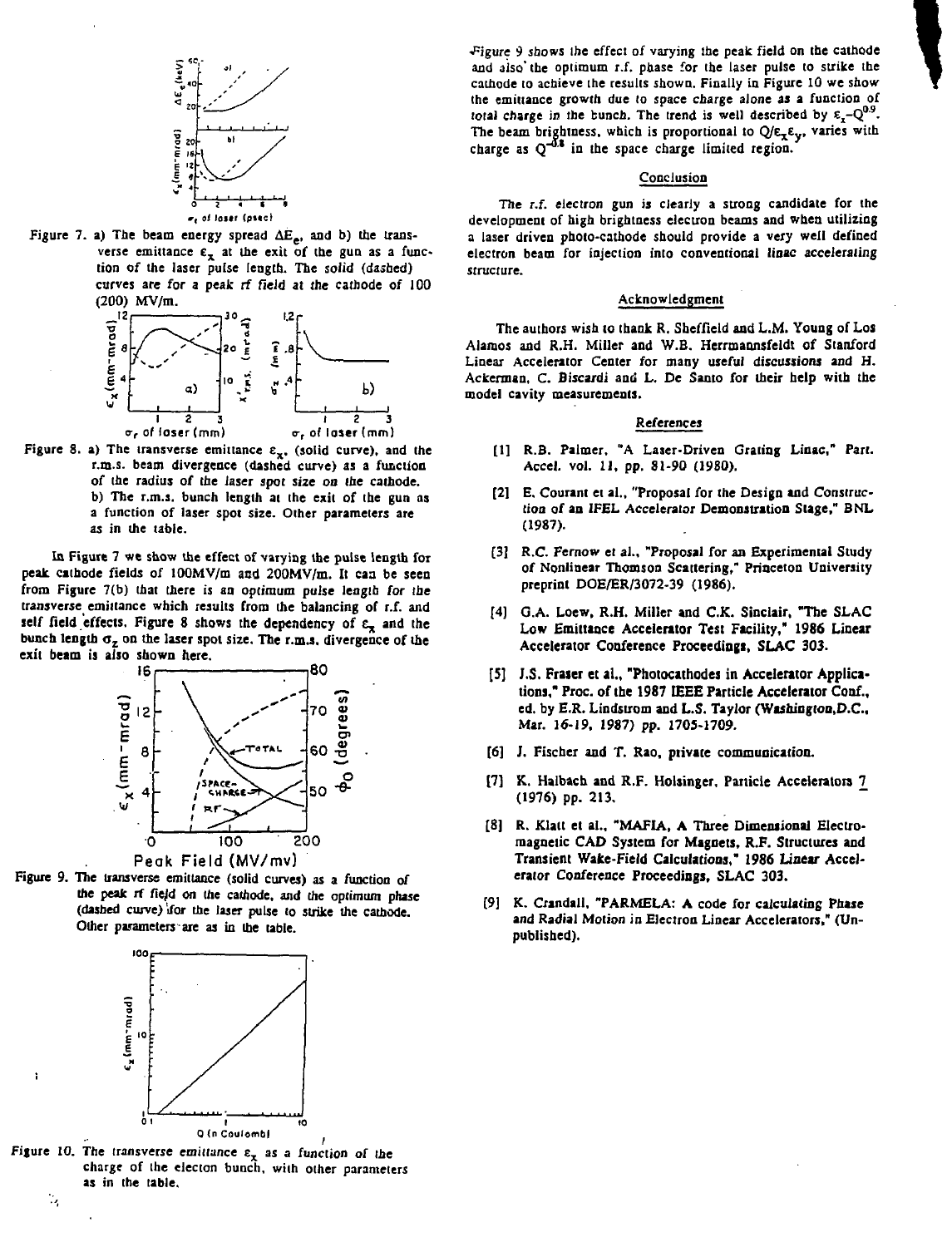50
40
$\Delta E_e$ (keV)
20
a)

20
b)
16
12
$\epsilon_x$ (mm-mrad)
8
4
0 2 4 6 8
$\sigma_t$ of laser (psec)

Figure 7. a) The beam energy spread $\Delta E_e$, and b) the transverse emittance $\epsilon_x$ at the exit of the gun as a function of the laser pulse length. The solid (dashed) curves are for a peak rf field at the cathode of 100 (200) MV/m.

12
8
4
$\epsilon_x$ (mm-mrad)
30
20
10
$x'_{r.m.s.}$ (mrad)
a)
1 2 3
$\sigma_r$ of laser (mm)

1.2
.8
.4
$\sigma_z$ (mm)
b)
1 2 3
$\sigma_r$ of laser (mm)

Figure 8. a) The transverse emittance $\epsilon_x$, (solid curve), and the r.m.s. beam divergence (dashed curve) as a function of the radius of the laser spot size on the cathode. b) The r.m.s. bunch length at the exit of the gun as a function of laser spot size. Other parameters are as in the table.

In Figure 7 we show the effect of varying the pulse length for peak cathode fields of 100MV/m and 200MV/m. It can be seen from Figure 7(b) that there is an optimum pulse length for the transverse emittance which results from the balancing of r.f. and self field effects. Figure 8 shows the dependency of $\epsilon_x$ and the bunch length $\sigma_z$ on the laser spot size. The r.m.s. divergence of the exit beam is also shown here.

16
12
8
4
$\epsilon_x$ (mm-mrad)
80
70
60
50
$\Phi_0$ (degrees)
TOTAL
SPACE-CHARGE
RF
0 100 200
Peak Field (MV/mv)

Figure 9. The transverse emittance (solid curves) as a function of the peak rf field on the cathode, and the optimum phase (dashed curve) for the laser pulse to strike the cathode. Other parameters are as in the table.

100
10
$\epsilon_x$ (mm-mrad)
1
0.1 1 10
Q (n Coulomb)

Figure 10. The transverse emittance $\epsilon_x$ as a function of the charge of the electon bunch, with other parameters as in the table.

Figure 9 shows the effect of varying the peak field on the cathode and also the optimum r.f. phase for the laser pulse to strike the cathode to achieve the results shown. Finally in Figure 10 we show the emittance growth due to space charge alone as a function of total charge in the bunch. The trend is well described by $\epsilon_x \sim Q^{0.9}$. The beam brightness, which is proportional to $Q/\epsilon_x\epsilon_y$, varies with charge as $Q^{-0.8}$ in the space charge limited region.

## Conclusion

The r.f. electron gun is clearly a strong candidate for the development of high brightness electron beams and when utilizing a laser driven photo-cathode should provide a very well defined electron beam for injection into conventional linac accelerating structure.

## Acknowledgment

The authors wish to thank R. Sheffield and L.M. Young of Los Alamos and R.H. Miller and W.B. Herrmannsfeldt of Stanford Linear Accelerator Center for many useful discussions and H. Ackerman, C. Biscardi and L. De Santo for their help with the model cavity measurements.

## References

[1] R.B. Palmer, "A Laser-Driven Grating Linac," Part. Accel. vol. 11, pp. 81-90 (1980).

[2] E. Courant et al., "Proposal for the Design and Construction of an IFEL Accelerator Demonstration Stage," BNL (1987).

[3] R.C. Fernow et al., "Proposal for an Experimental Study of Nonlinear Thomson Scattering," Princeton University preprint DOE/ER/3072-39 (1986).

[4] G.A. Loew, R.H. Miller and C.K. Sinclair, "The SLAC Low Emittance Accelerator Test Facility," 1986 Linear Accelerator Conference Proceedings, SLAC 303.

[5] J.S. Fraser et al., "Photocathodes in Accelerator Applications," Proc. of the 1987 IEEE Particle Accelerator Conf., ed. by E.R. Lindstrom and L.S. Taylor (Washington,D.C., Mar. 16-19, 1987) pp. 1705-1709.

[6] J. Fischer and T. Rao, private communication.

[7] K. Halbach and R.F. Holsinger, Particle Accelerators 7 (1976) pp. 213.

[8] R. Klatt et al., "MAFIA, A Three Dimensional Electromagnetic CAD System for Magnets, R.F. Structures and Transient Wake-Field Calculations," 1986 Linear Accelerator Conference Proceedings, SLAC 303.

[9] K. Crandall, "PARMELA: A code for calculating Phase and Radial Motion in Electron Linear Accelerators," (Unpublished).